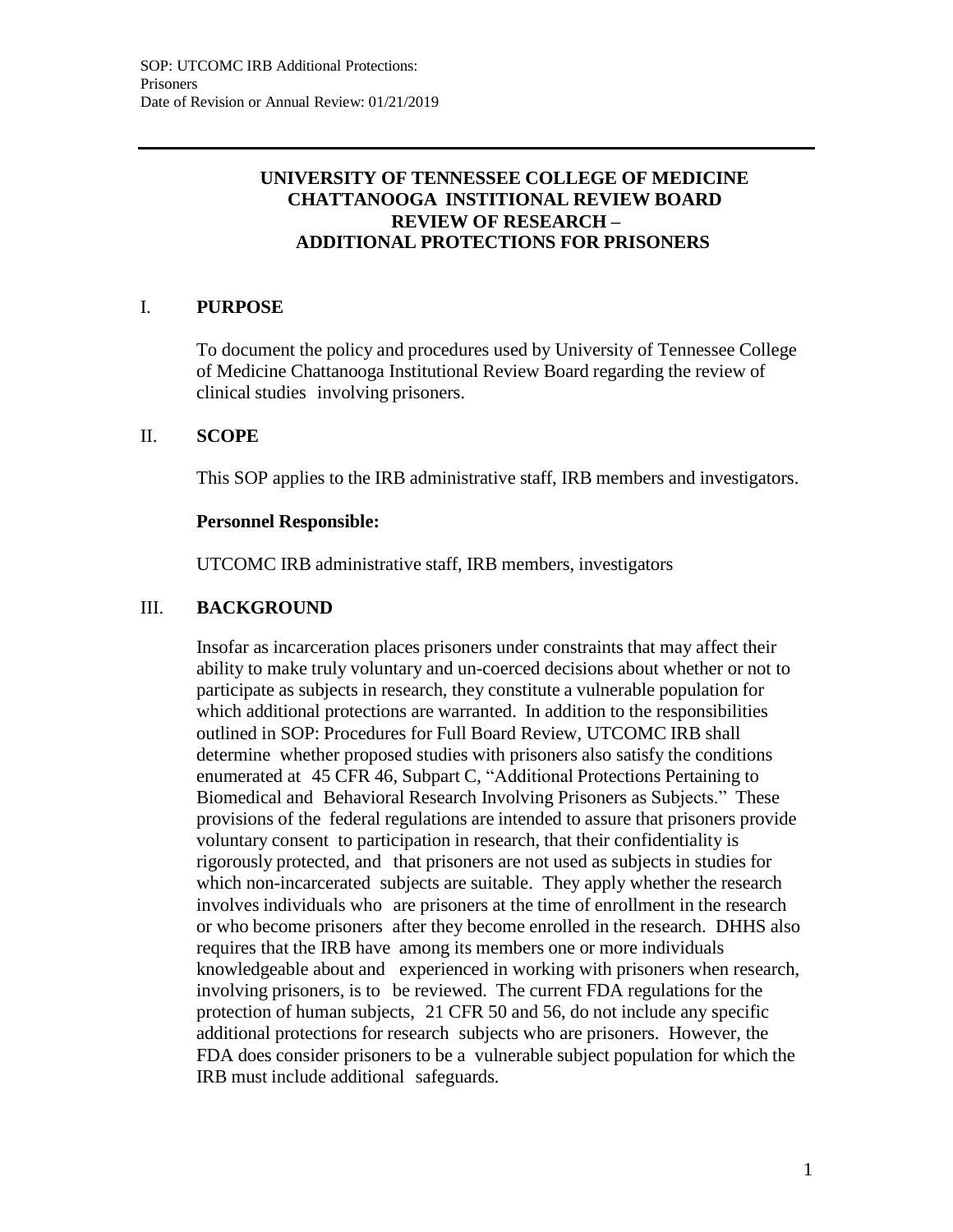# UNIVERSITY OF TENNESSEE COLLEGE OF MEDICINE CHATTANOOGA INSTITIONAL REVIEW BOARD REVIEW OF RESEARCH – ADDITIONAL PROTECTIONS FOR PRISONERS

## I. PURPOSE

To document the policy and procedures used by University of Tennessee College of Medicine Chattanooga Institutional Review Board regarding the review of clinical studies involving prisoners.

## II. SCOPE

This SOP applies to the IRB administrative staff, IRB members and investigators.

**Personnel Responsible:**

UTCOMC IRB administrative staff, IRB members, investigators

## III. BACKGROUND

Insofar as incarceration places prisoners under constraints that may affect their ability to make truly voluntary and un-coerced decisions about whether or not to participate as subjects in research, they constitute a vulnerable population for which additional protections are warranted. In addition to the responsibilities outlined in SOP: Procedures for Full Board Review, UTCOMC IRB shall determine whether proposed studies with prisoners also satisfy the conditions enumerated at 45 CFR 46, Subpart C, "Additional Protections Pertaining to Biomedical and Behavioral Research Involving Prisoners as Subjects." These provisions of the federal regulations are intended to assure that prisoners provide voluntary consent to participation in research, that their confidentiality is rigorously protected, and that prisoners are not used as subjects in studies for which non-incarcerated subjects are suitable. They apply whether the research involves individuals who are prisoners at the time of enrollment in the research or who become prisoners after they become enrolled in the research. DHHS also requires that the IRB have among its members one or more individuals knowledgeable about and experienced in working with prisoners when research, involving prisoners, is to be reviewed. The current FDA regulations for the protection of human subjects, 21 CFR 50 and 56, do not include any specific additional protections for research subjects who are prisoners. However, the FDA does consider prisoners to be a vulnerable subject population for which the IRB must include additional safeguards.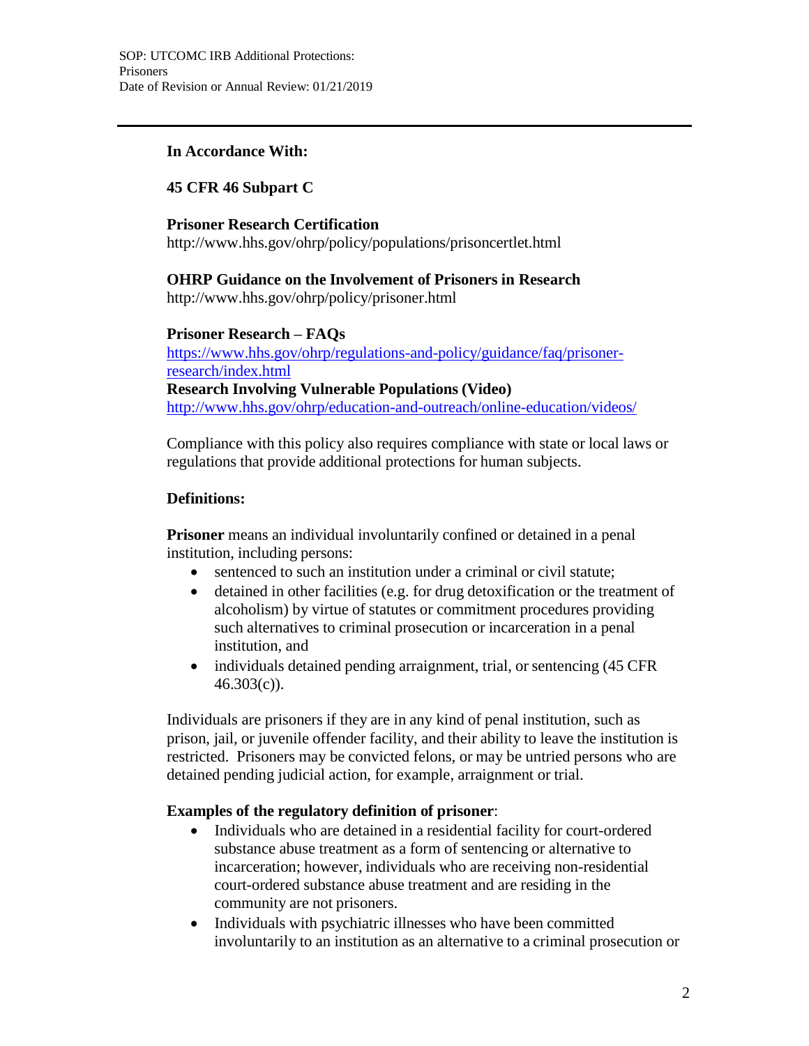**In Accordance With:**

**45 CFR 46 Subpart C**

**Prisoner Research Certification**
http://www.hhs.gov/ohrp/policy/populations/prisoncertlet.html

**OHRP Guidance on the Involvement of Prisoners in Research**
http://www.hhs.gov/ohrp/policy/prisoner.html

**Prisoner Research – FAQs**
[https://www.hhs.gov/ohrp/regulations-and-policy/guidance/faq/prisoner-research/index.html](https://www.hhs.gov/ohrp/regulations-and-policy/guidance/faq/prisoner-research/index.html)
**Research Involving Vulnerable Populations (Video)**
[http://www.hhs.gov/ohrp/education-and-outreach/online-education/videos/](http://www.hhs.gov/ohrp/education-and-outreach/online-education/videos/)

Compliance with this policy also requires compliance with state or local laws or regulations that provide additional protections for human subjects.

**Definitions:**

**Prisoner** means an individual involuntarily confined or detained in a penal institution, including persons:

- sentenced to such an institution under a criminal or civil statute;
- detained in other facilities (e.g. for drug detoxification or the treatment of alcoholism) by virtue of statutes or commitment procedures providing such alternatives to criminal prosecution or incarceration in a penal institution, and
- individuals detained pending arraignment, trial, or sentencing (45 CFR 46.303(c)).

Individuals are prisoners if they are in any kind of penal institution, such as prison, jail, or juvenile offender facility, and their ability to leave the institution is restricted. Prisoners may be convicted felons, or may be untried persons who are detained pending judicial action, for example, arraignment or trial.

**Examples of the regulatory definition of prisoner**:

- Individuals who are detained in a residential facility for court-ordered substance abuse treatment as a form of sentencing or alternative to incarceration; however, individuals who are receiving non-residential court-ordered substance abuse treatment and are residing in the community are not prisoners.
- Individuals with psychiatric illnesses who have been committed involuntarily to an institution as an alternative to a criminal prosecution or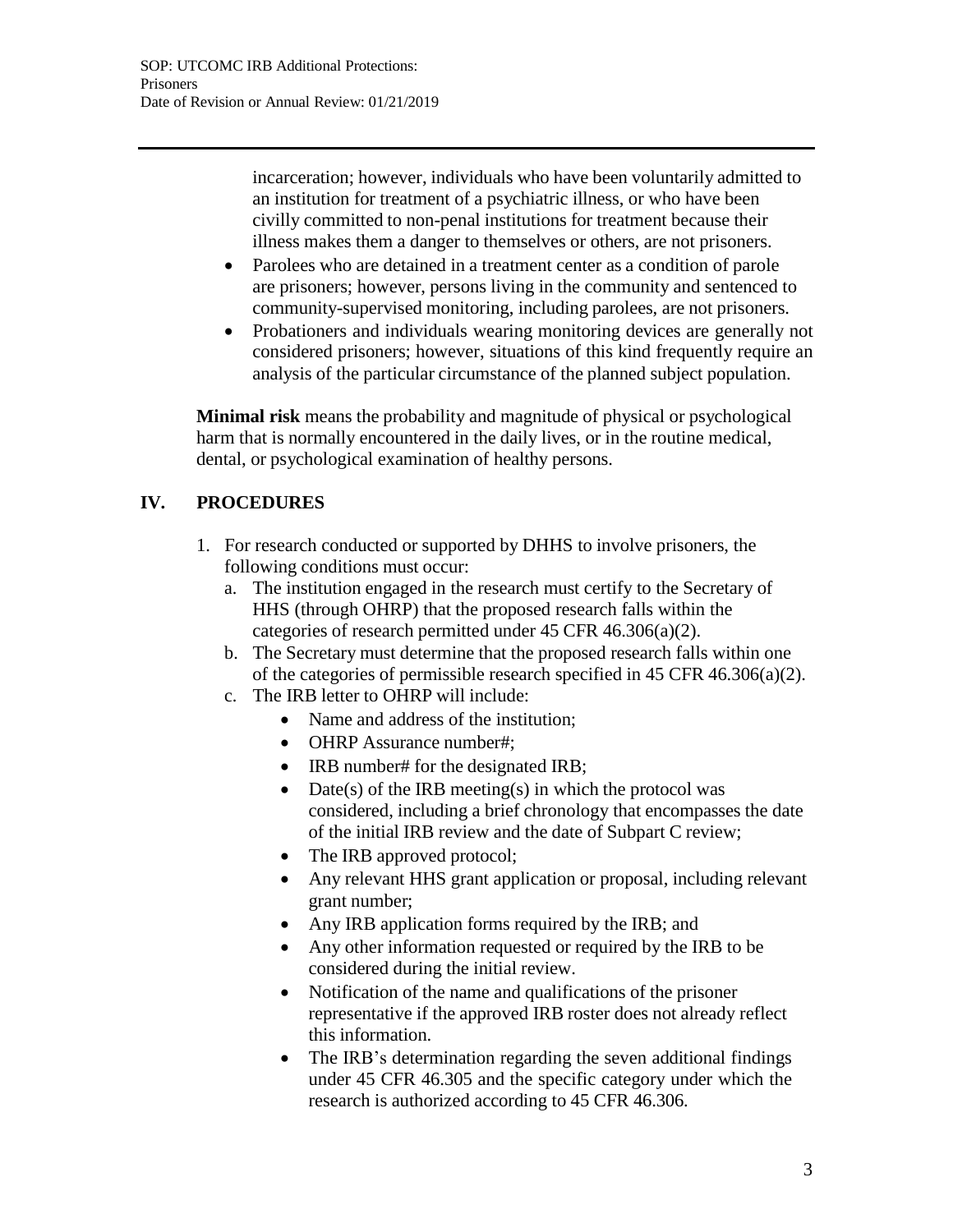incarceration; however, individuals who have been voluntarily admitted to an institution for treatment of a psychiatric illness, or who have been civilly committed to non-penal institutions for treatment because their illness makes them a danger to themselves or others, are not prisoners.

- Parolees who are detained in a treatment center as a condition of parole are prisoners; however, persons living in the community and sentenced to community-supervised monitoring, including parolees, are not prisoners.
- Probationers and individuals wearing monitoring devices are generally not considered prisoners; however, situations of this kind frequently require an analysis of the particular circumstance of the planned subject population.

**Minimal risk** means the probability and magnitude of physical or psychological harm that is normally encountered in the daily lives, or in the routine medical, dental, or psychological examination of healthy persons.

## IV. PROCEDURES

1. For research conducted or supported by DHHS to involve prisoners, the following conditions must occur:
   a. The institution engaged in the research must certify to the Secretary of HHS (through OHRP) that the proposed research falls within the categories of research permitted under 45 CFR 46.306(a)(2).
   b. The Secretary must determine that the proposed research falls within one of the categories of permissible research specified in 45 CFR 46.306(a)(2).
   c. The IRB letter to OHRP will include:
      - Name and address of the institution;
      - OHRP Assurance number#;
      - IRB number# for the designated IRB;
      - Date(s) of the IRB meeting(s) in which the protocol was considered, including a brief chronology that encompasses the date of the initial IRB review and the date of Subpart C review;
      - The IRB approved protocol;
      - Any relevant HHS grant application or proposal, including relevant grant number;
      - Any IRB application forms required by the IRB; and
      - Any other information requested or required by the IRB to be considered during the initial review.
      - Notification of the name and qualifications of the prisoner representative if the approved IRB roster does not already reflect this information.
      - The IRB's determination regarding the seven additional findings under 45 CFR 46.305 and the specific category under which the research is authorized according to 45 CFR 46.306.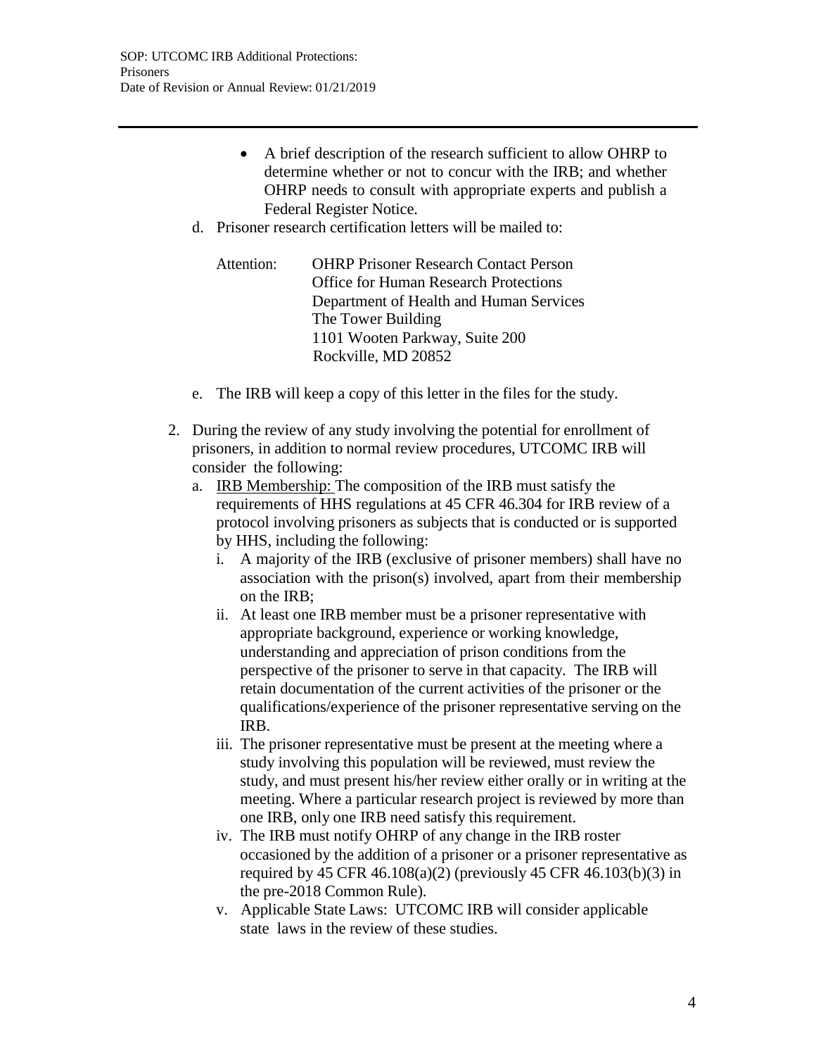- A brief description of the research sufficient to allow OHRP to determine whether or not to concur with the IRB; and whether OHRP needs to consult with appropriate experts and publish a Federal Register Notice.

d. Prisoner research certification letters will be mailed to:

   Attention: OHRP Prisoner Research Contact Person
   Office for Human Research Protections
   Department of Health and Human Services
   The Tower Building
   1101 Wooten Parkway, Suite 200
   Rockville, MD 20852

e. The IRB will keep a copy of this letter in the files for the study.

2. During the review of any study involving the potential for enrollment of prisoners, in addition to normal review procedures, UTCOMC IRB will consider the following:
   a. IRB Membership: The composition of the IRB must satisfy the requirements of HHS regulations at 45 CFR 46.304 for IRB review of a protocol involving prisoners as subjects that is conducted or is supported by HHS, including the following:
      i. A majority of the IRB (exclusive of prisoner members) shall have no association with the prison(s) involved, apart from their membership on the IRB;
      ii. At least one IRB member must be a prisoner representative with appropriate background, experience or working knowledge, understanding and appreciation of prison conditions from the perspective of the prisoner to serve in that capacity. The IRB will retain documentation of the current activities of the prisoner or the qualifications/experience of the prisoner representative serving on the IRB.
      iii. The prisoner representative must be present at the meeting where a study involving this population will be reviewed, must review the study, and must present his/her review either orally or in writing at the meeting. Where a particular research project is reviewed by more than one IRB, only one IRB need satisfy this requirement.
      iv. The IRB must notify OHRP of any change in the IRB roster occasioned by the addition of a prisoner or a prisoner representative as required by 45 CFR 46.108(a)(2) (previously 45 CFR 46.103(b)(3) in the pre-2018 Common Rule).
      v. Applicable State Laws: UTCOMC IRB will consider applicable state laws in the review of these studies.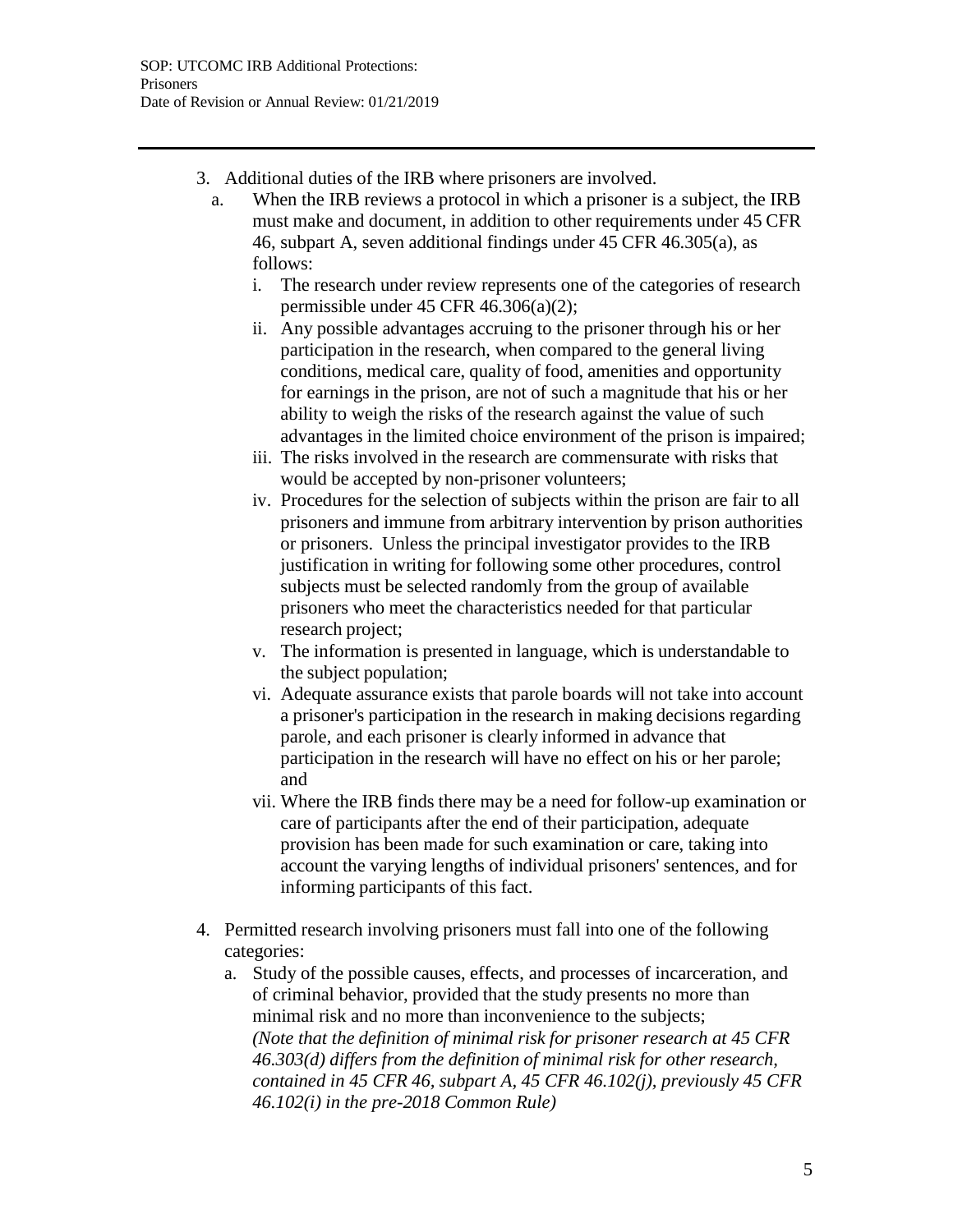3. Additional duties of the IRB where prisoners are involved.
   a. When the IRB reviews a protocol in which a prisoner is a subject, the IRB must make and document, in addition to other requirements under 45 CFR 46, subpart A, seven additional findings under 45 CFR 46.305(a), as follows:
      i. The research under review represents one of the categories of research permissible under 45 CFR 46.306(a)(2);
      ii. Any possible advantages accruing to the prisoner through his or her participation in the research, when compared to the general living conditions, medical care, quality of food, amenities and opportunity for earnings in the prison, are not of such a magnitude that his or her ability to weigh the risks of the research against the value of such advantages in the limited choice environment of the prison is impaired;
      iii. The risks involved in the research are commensurate with risks that would be accepted by non-prisoner volunteers;
      iv. Procedures for the selection of subjects within the prison are fair to all prisoners and immune from arbitrary intervention by prison authorities or prisoners. Unless the principal investigator provides to the IRB justification in writing for following some other procedures, control subjects must be selected randomly from the group of available prisoners who meet the characteristics needed for that particular research project;
      v. The information is presented in language, which is understandable to the subject population;
      vi. Adequate assurance exists that parole boards will not take into account a prisoner's participation in the research in making decisions regarding parole, and each prisoner is clearly informed in advance that participation in the research will have no effect on his or her parole; and
      vii. Where the IRB finds there may be a need for follow-up examination or care of participants after the end of their participation, adequate provision has been made for such examination or care, taking into account the varying lengths of individual prisoners' sentences, and for informing participants of this fact.

4. Permitted research involving prisoners must fall into one of the following categories:
   a. Study of the possible causes, effects, and processes of incarceration, and of criminal behavior, provided that the study presents no more than minimal risk and no more than inconvenience to the subjects;
      *(Note that the definition of minimal risk for prisoner research at 45 CFR 46.303(d) differs from the definition of minimal risk for other research, contained in 45 CFR 46, subpart A, 45 CFR 46.102(j), previously 45 CFR 46.102(i) in the pre-2018 Common Rule)*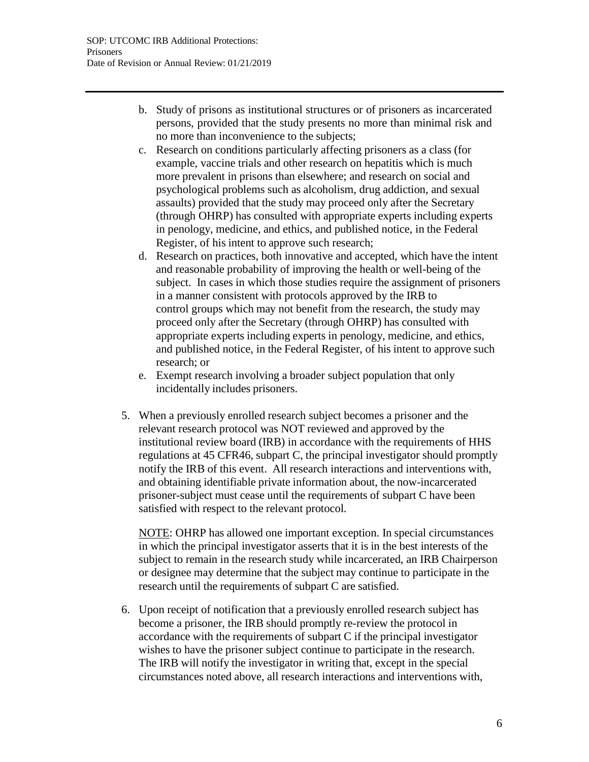b. Study of prisons as institutional structures or of prisoners as incarcerated persons, provided that the study presents no more than minimal risk and no more than inconvenience to the subjects;
c. Research on conditions particularly affecting prisoners as a class (for example, vaccine trials and other research on hepatitis which is much more prevalent in prisons than elsewhere; and research on social and psychological problems such as alcoholism, drug addiction, and sexual assaults) provided that the study may proceed only after the Secretary (through OHRP) has consulted with appropriate experts including experts in penology, medicine, and ethics, and published notice, in the Federal Register, of his intent to approve such research;
d. Research on practices, both innovative and accepted, which have the intent and reasonable probability of improving the health or well-being of the subject. In cases in which those studies require the assignment of prisoners in a manner consistent with protocols approved by the IRB to control groups which may not benefit from the research, the study may proceed only after the Secretary (through OHRP) has consulted with appropriate experts including experts in penology, medicine, and ethics, and published notice, in the Federal Register, of his intent to approve such research; or
e. Exempt research involving a broader subject population that only incidentally includes prisoners.

5. When a previously enrolled research subject becomes a prisoner and the relevant research protocol was NOT reviewed and approved by the institutional review board (IRB) in accordance with the requirements of HHS regulations at 45 CFR46, subpart C, the principal investigator should promptly notify the IRB of this event. All research interactions and interventions with, and obtaining identifiable private information about, the now-incarcerated prisoner-subject must cease until the requirements of subpart C have been satisfied with respect to the relevant protocol.

   <u>NOTE</u>: OHRP has allowed one important exception. In special circumstances in which the principal investigator asserts that it is in the best interests of the subject to remain in the research study while incarcerated, an IRB Chairperson or designee may determine that the subject may continue to participate in the research until the requirements of subpart C are satisfied.

6. Upon receipt of notification that a previously enrolled research subject has become a prisoner, the IRB should promptly re-review the protocol in accordance with the requirements of subpart C if the principal investigator wishes to have the prisoner subject continue to participate in the research. The IRB will notify the investigator in writing that, except in the special circumstances noted above, all research interactions and interventions with,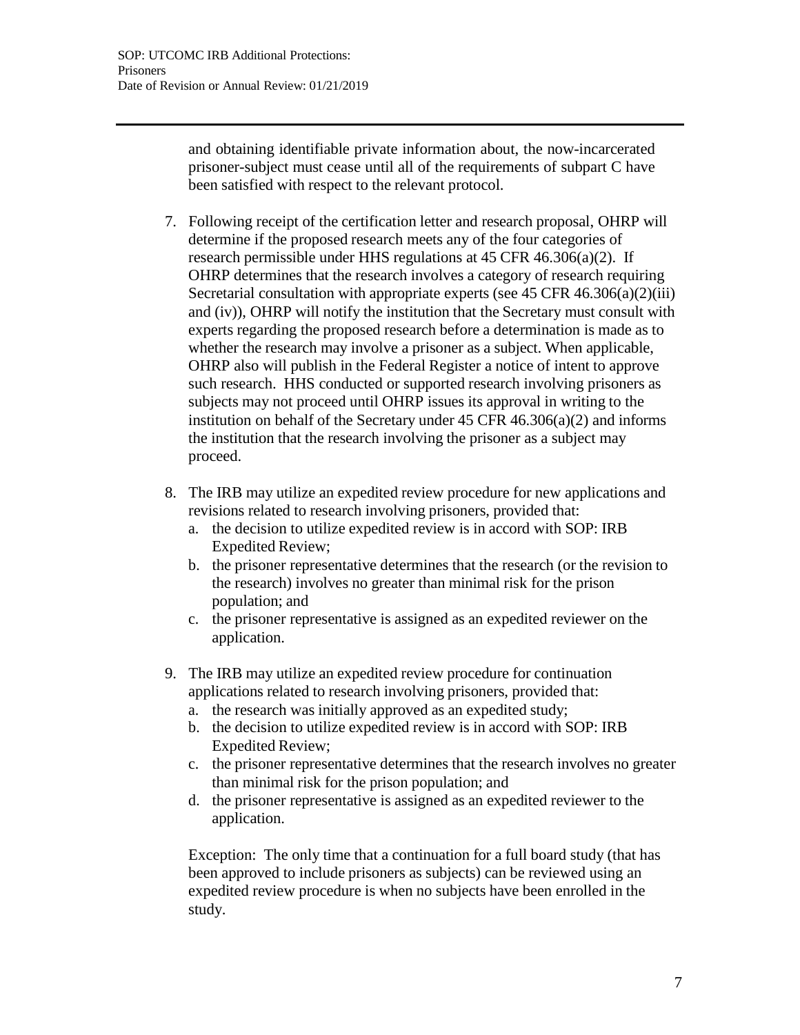and obtaining identifiable private information about, the now-incarcerated prisoner-subject must cease until all of the requirements of subpart C have been satisfied with respect to the relevant protocol.

7. Following receipt of the certification letter and research proposal, OHRP will determine if the proposed research meets any of the four categories of research permissible under HHS regulations at 45 CFR 46.306(a)(2). If OHRP determines that the research involves a category of research requiring Secretarial consultation with appropriate experts (see 45 CFR 46.306(a)(2)(iii) and (iv)), OHRP will notify the institution that the Secretary must consult with experts regarding the proposed research before a determination is made as to whether the research may involve a prisoner as a subject. When applicable, OHRP also will publish in the Federal Register a notice of intent to approve such research. HHS conducted or supported research involving prisoners as subjects may not proceed until OHRP issues its approval in writing to the institution on behalf of the Secretary under 45 CFR 46.306(a)(2) and informs the institution that the research involving the prisoner as a subject may proceed.

8. The IRB may utilize an expedited review procedure for new applications and revisions related to research involving prisoners, provided that:
   a. the decision to utilize expedited review is in accord with SOP: IRB Expedited Review;
   b. the prisoner representative determines that the research (or the revision to the research) involves no greater than minimal risk for the prison population; and
   c. the prisoner representative is assigned as an expedited reviewer on the application.

9. The IRB may utilize an expedited review procedure for continuation applications related to research involving prisoners, provided that:
   a. the research was initially approved as an expedited study;
   b. the decision to utilize expedited review is in accord with SOP: IRB Expedited Review;
   c. the prisoner representative determines that the research involves no greater than minimal risk for the prison population; and
   d. the prisoner representative is assigned as an expedited reviewer to the application.

   Exception: The only time that a continuation for a full board study (that has been approved to include prisoners as subjects) can be reviewed using an expedited review procedure is when no subjects have been enrolled in the study.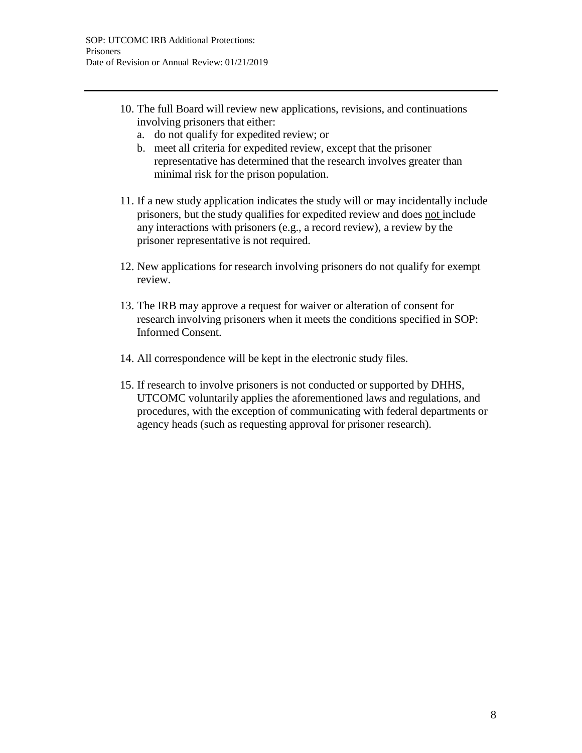10. The full Board will review new applications, revisions, and continuations involving prisoners that either:
    a. do not qualify for expedited review; or
    b. meet all criteria for expedited review, except that the prisoner representative has determined that the research involves greater than minimal risk for the prison population.

11. If a new study application indicates the study will or may incidentally include prisoners, but the study qualifies for expedited review and does <u>not</u> include any interactions with prisoners (e.g., a record review), a review by the prisoner representative is not required.

12. New applications for research involving prisoners do not qualify for exempt review.

13. The IRB may approve a request for waiver or alteration of consent for research involving prisoners when it meets the conditions specified in SOP: Informed Consent.

14. All correspondence will be kept in the electronic study files.

15. If research to involve prisoners is not conducted or supported by DHHS, UTCOMC voluntarily applies the aforementioned laws and regulations, and procedures, with the exception of communicating with federal departments or agency heads (such as requesting approval for prisoner research).